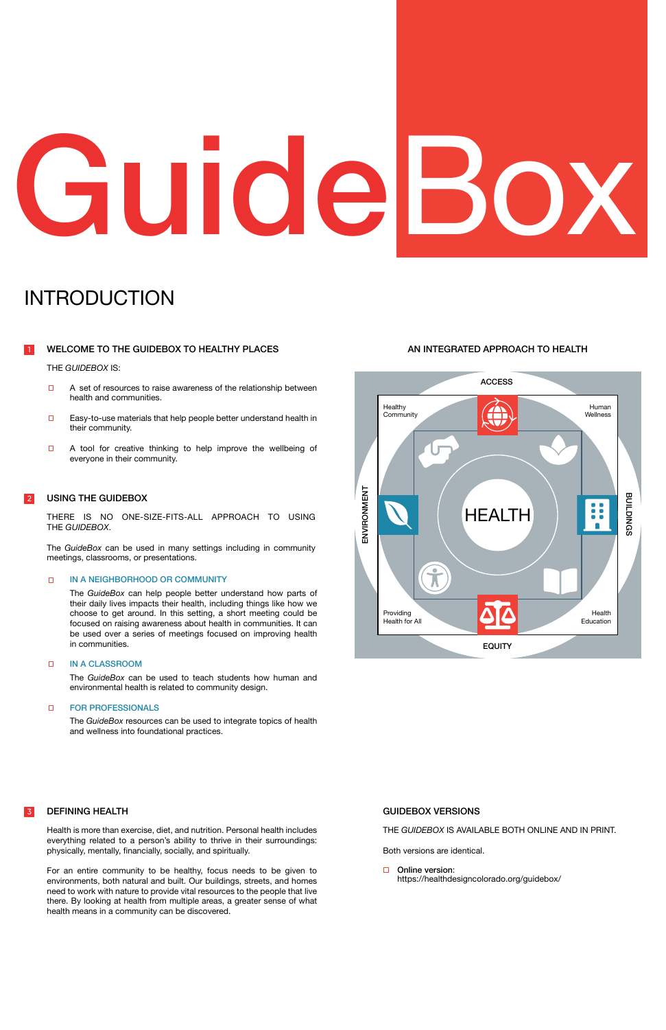# GuideBox

## INTRODUCTION

### 1 WELCOME TO THE GUIDEBOX TO HEALTHY PLACES

THE *GUIDEBOX* IS:

- A set of resources to raise awareness of the relationship between health and communities.
- Easy-to-use materials that help people better understand health in their community.
- A tool for creative thinking to help improve the wellbeing of everyone in their community.

### 2 USING THE GUIDEBOX

THERE IS NO ONE-SIZE-FITS-ALL APPROACH TO USING THE *GUIDEBOX*.

The *GuideBox* can be used in many settings including in community meetings, classrooms, or presentations.

- **IN A NEIGHBORHOOD OR COMMUNITY**

  The *GuideBox* can help people better understand how parts of their daily lives impacts their health, including things like how we choose to get around. In this setting, a short meeting could be focused on raising awareness about health in communities. It can be used over a series of meetings focused on improving health in communities.

- **IN A CLASSROOM**

  The *GuideBox* can be used to teach students how human and environmental health is related to community design.

- **FOR PROFESSIONALS**

  The *GuideBox* resources can be used to integrate topics of health and wellness into foundational practices.

### AN INTEGRATED APPROACH TO HEALTH

ACCESS

Healthy Community

Human Wellness

ENVIRONMENT

HEALTH

BUILDINGS

Providing Health for All

Health Education

EQUITY

### 3 DEFINING HEALTH

Health is more than exercise, diet, and nutrition. Personal health includes everything related to a person's ability to thrive in their surroundings: physically, mentally, financially, socially, and spiritually.

For an entire community to be healthy, focus needs to be given to environments, both natural and built. Our buildings, streets, and homes need to work with nature to provide vital resources to the people that live there. By looking at health from multiple areas, a greater sense of what health means in a community can be discovered.

### GUIDEBOX VERSIONS

THE *GUIDEBOX* IS AVAILABLE BOTH ONLINE AND IN PRINT.

Both versions are identical.

- Online version: https://healthdesigncolorado.org/guidebox/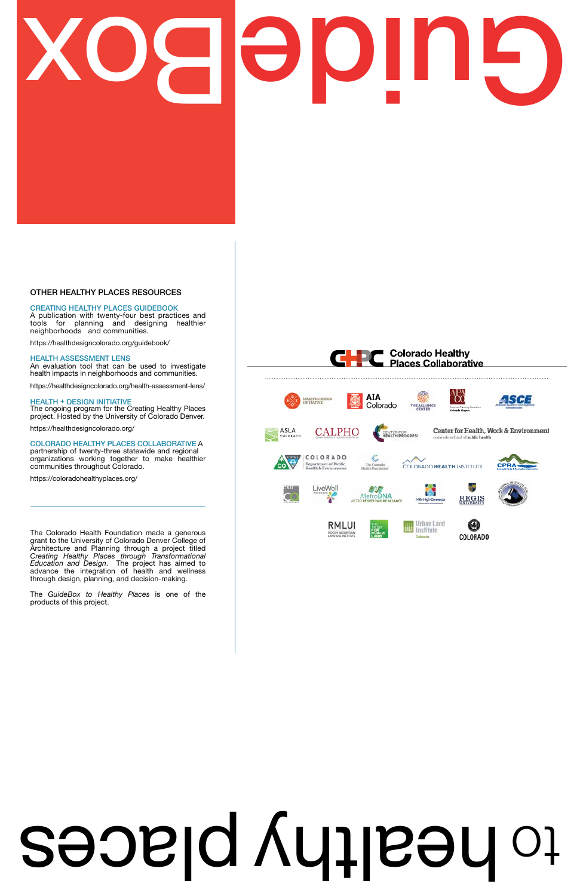# GuideBox

# to healthy places

OTHER HEALTHY PLACES RESOURCES

**CREATING HEALTHY PLACES GUIDEBOOK**
A publication with twenty-four best practices and tools for planning and designing healthier neighborhoods and communities.

https://healthdesigncolorado.org/guidebook/

**HEALTH ASSESSMENT LENS**
An evaluation tool that can be used to investigate health impacts in neighborhoods and communities.

https://healthdesigncolorado.org/health-assessment-lens/

**HEALTH + DESIGN INITIATIVE**
The ongoing program for the Creating Healthy Places project. Hosted by the University of Colorado Denver.

https://healthdesigncolorado.org/

**COLORADO HEALTHY PLACES COLLABORATIVE** A partnership of twenty-three statewide and regional organizations working together to make healthier communities throughout Colorado.

https://coloradohealthyplaces.org/

The Colorado Health Foundation made a generous grant to the University of Colorado Denver College of Architecture and Planning through a project titled *Creating Healthy Places through Transformational Education and Design*. The project has aimed to advance the integration of health and wellness through design, planning, and decision-making.

The *GuideBox to Healthy Places* is one of the products of this project.

CHPC Colorado Healthy Places Collaborative

Health+Design Initiative · AIA Colorado · The Alliance Center · American Planning Association Colorado Chapter · ASCE · ASLA Colorado · CALPHO · Center for Health Progress · Center for Health, Work & Environment, colorado school of public health · COTHE · Colorado Department of Public Health & Environment · The Colorado Health Foundation · Colorado Health Institute · CPRA · LiveWell Colorado · MetroDNA Metro Denver Nature Alliance · Mile High Connects · Regis University · Regional Institute · RMLUI Rocky Mountain Land Use Institute · The Trust for Public Land · Urban Land Institute Colorado · CU Denver Colorado